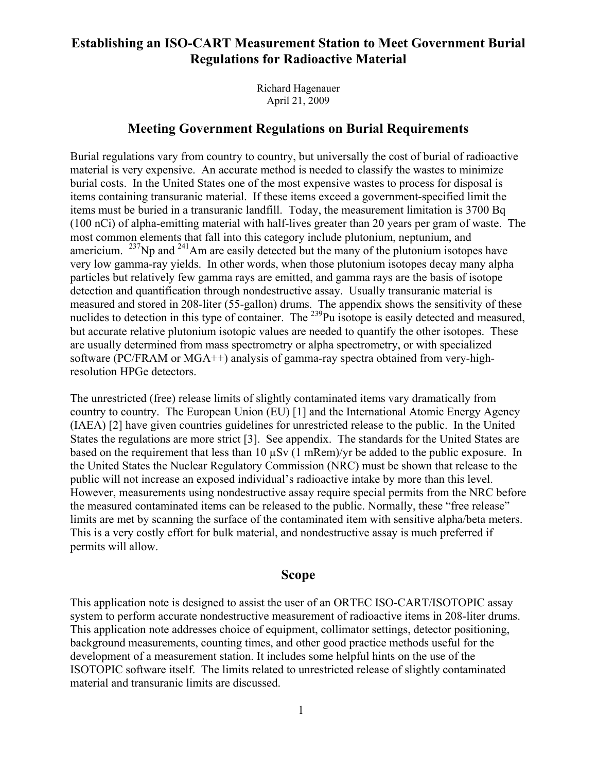# Establishing an ISO-CART Measurement Station to Meet Government Burial Regulations for Radioactive Material

Richard Hagenauer
April 21, 2009

## Meeting Government Regulations on Burial Requirements

Burial regulations vary from country to country, but universally the cost of burial of radioactive material is very expensive. An accurate method is needed to classify the wastes to minimize burial costs. In the United States one of the most expensive wastes to process for disposal is items containing transuranic material. If these items exceed a government-specified limit the items must be buried in a transuranic landfill. Today, the measurement limitation is 3700 Bq (100 nCi) of alpha-emitting material with half-lives greater than 20 years per gram of waste. The most common elements that fall into this category include plutonium, neptunium, and americium. $^{237}$Np and $^{241}$Am are easily detected but the many of the plutonium isotopes have very low gamma-ray yields. In other words, when those plutonium isotopes decay many alpha particles but relatively few gamma rays are emitted, and gamma rays are the basis of isotope detection and quantification through nondestructive assay. Usually transuranic material is measured and stored in 208-liter (55-gallon) drums. The appendix shows the sensitivity of these nuclides to detection in this type of container. The $^{239}$Pu isotope is easily detected and measured, but accurate relative plutonium isotopic values are needed to quantify the other isotopes. These are usually determined from mass spectrometry or alpha spectrometry, or with specialized software (PC/FRAM or MGA++) analysis of gamma-ray spectra obtained from very-high-resolution HPGe detectors.

The unrestricted (free) release limits of slightly contaminated items vary dramatically from country to country. The European Union (EU) [1] and the International Atomic Energy Agency (IAEA) [2] have given countries guidelines for unrestricted release to the public. In the United States the regulations are more strict [3]. See appendix. The standards for the United States are based on the requirement that less than 10 µSv (1 mRem)/yr be added to the public exposure. In the United States the Nuclear Regulatory Commission (NRC) must be shown that release to the public will not increase an exposed individual's radioactive intake by more than this level. However, measurements using nondestructive assay require special permits from the NRC before the measured contaminated items can be released to the public. Normally, these "free release" limits are met by scanning the surface of the contaminated item with sensitive alpha/beta meters. This is a very costly effort for bulk material, and nondestructive assay is much preferred if permits will allow.

## Scope

This application note is designed to assist the user of an ORTEC ISO-CART/ISOTOPIC assay system to perform accurate nondestructive measurement of radioactive items in 208-liter drums. This application note addresses choice of equipment, collimator settings, detector positioning, background measurements, counting times, and other good practice methods useful for the development of a measurement station. It includes some helpful hints on the use of the ISOTOPIC software itself. The limits related to unrestricted release of slightly contaminated material and transuranic limits are discussed.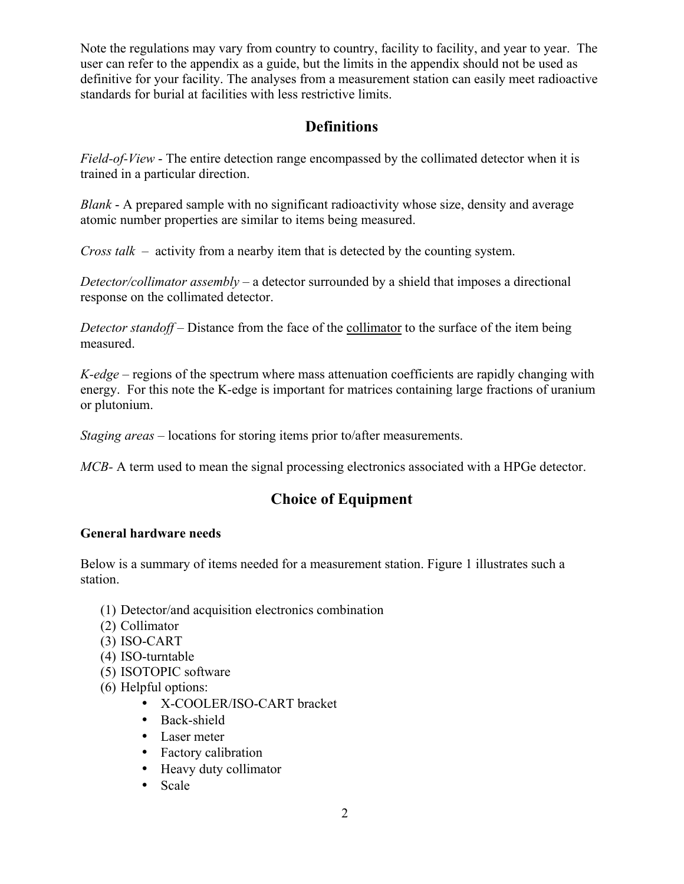Note the regulations may vary from country to country, facility to facility, and year to year. The user can refer to the appendix as a guide, but the limits in the appendix should not be used as definitive for your facility. The analyses from a measurement station can easily meet radioactive standards for burial at facilities with less restrictive limits.

## Definitions

*Field-of-View* - The entire detection range encompassed by the collimated detector when it is trained in a particular direction.

*Blank* - A prepared sample with no significant radioactivity whose size, density and average atomic number properties are similar to items being measured.

*Cross talk* – activity from a nearby item that is detected by the counting system.

*Detector/collimator assembly* – a detector surrounded by a shield that imposes a directional response on the collimated detector.

*Detector standoff* – Distance from the face of the collimator to the surface of the item being measured.

*K-edge* – regions of the spectrum where mass attenuation coefficients are rapidly changing with energy. For this note the K-edge is important for matrices containing large fractions of uranium or plutonium.

*Staging areas* – locations for storing items prior to/after measurements.

*MCB*- A term used to mean the signal processing electronics associated with a HPGe detector.

## Choice of Equipment

### General hardware needs

Below is a summary of items needed for a measurement station. Figure 1 illustrates such a station.

(1) Detector/and acquisition electronics combination
(2) Collimator
(3) ISO-CART
(4) ISO-turntable
(5) ISOTOPIC software
(6) Helpful options:
  - X-COOLER/ISO-CART bracket
  - Back-shield
  - Laser meter
  - Factory calibration
  - Heavy duty collimator
  - Scale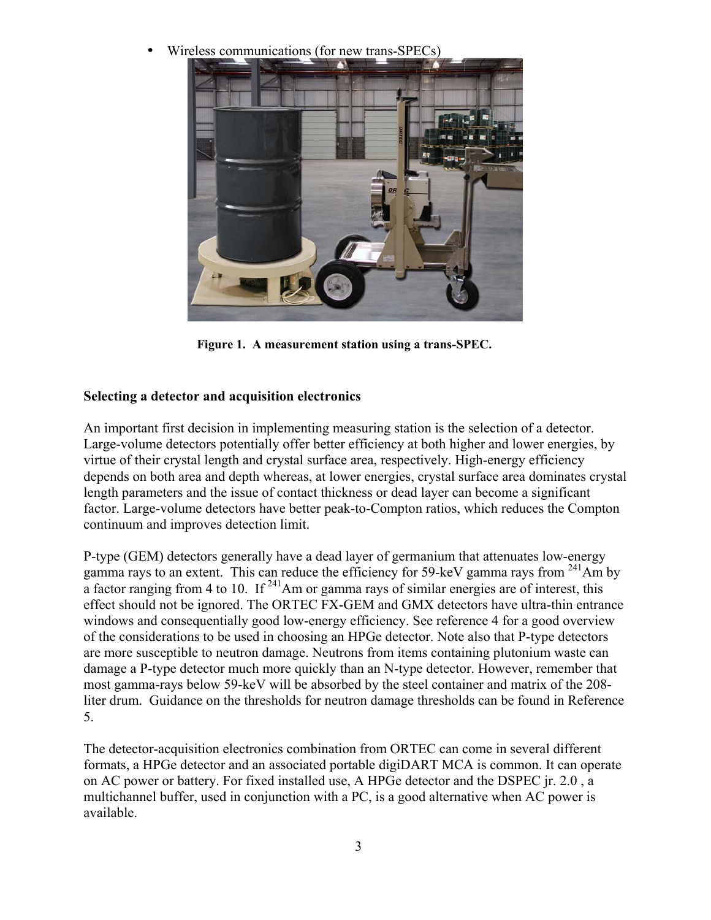- Wireless communications (for new trans-SPECs)

**Figure 1. A measurement station using a trans-SPEC.**

**Selecting a detector and acquisition electronics**

An important first decision in implementing measuring station is the selection of a detector. Large-volume detectors potentially offer better efficiency at both higher and lower energies, by virtue of their crystal length and crystal surface area, respectively. High-energy efficiency depends on both area and depth whereas, at lower energies, crystal surface area dominates crystal length parameters and the issue of contact thickness or dead layer can become a significant factor. Large-volume detectors have better peak-to-Compton ratios, which reduces the Compton continuum and improves detection limit.

P-type (GEM) detectors generally have a dead layer of germanium that attenuates low-energy gamma rays to an extent. This can reduce the efficiency for 59-keV gamma rays from $^{241}$Am by a factor ranging from 4 to 10. If $^{241}$Am or gamma rays of similar energies are of interest, this effect should not be ignored. The ORTEC FX-GEM and GMX detectors have ultra-thin entrance windows and consequentially good low-energy efficiency. See reference 4 for a good overview of the considerations to be used in choosing an HPGe detector. Note also that P-type detectors are more susceptible to neutron damage. Neutrons from items containing plutonium waste can damage a P-type detector much more quickly than an N-type detector. However, remember that most gamma-rays below 59-keV will be absorbed by the steel container and matrix of the 208-liter drum. Guidance on the thresholds for neutron damage thresholds can be found in Reference 5.

The detector-acquisition electronics combination from ORTEC can come in several different formats, a HPGe detector and an associated portable digiDART MCA is common. It can operate on AC power or battery. For fixed installed use, A HPGe detector and the DSPEC jr. 2.0 , a multichannel buffer, used in conjunction with a PC, is a good alternative when AC power is available.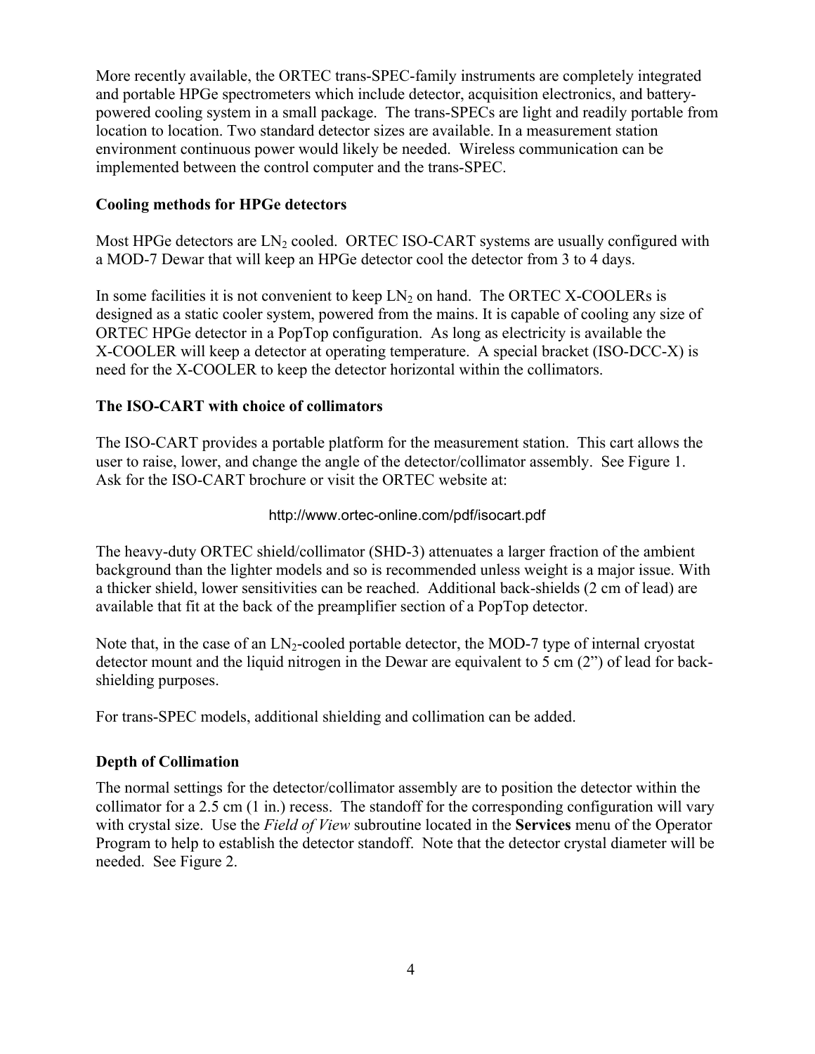More recently available, the ORTEC trans-SPEC-family instruments are completely integrated and portable HPGe spectrometers which include detector, acquisition electronics, and battery-powered cooling system in a small package. The trans-SPECs are light and readily portable from location to location. Two standard detector sizes are available. In a measurement station environment continuous power would likely be needed. Wireless communication can be implemented between the control computer and the trans-SPEC.

### Cooling methods for HPGe detectors

Most HPGe detectors are $LN_2$ cooled. ORTEC ISO-CART systems are usually configured with a MOD-7 Dewar that will keep an HPGe detector cool the detector from 3 to 4 days.

In some facilities it is not convenient to keep $LN_2$ on hand. The ORTEC X-COOLERs is designed as a static cooler system, powered from the mains. It is capable of cooling any size of ORTEC HPGe detector in a PopTop configuration. As long as electricity is available the X-COOLER will keep a detector at operating temperature. A special bracket (ISO-DCC-X) is need for the X-COOLER to keep the detector horizontal within the collimators.

### The ISO-CART with choice of collimators

The ISO-CART provides a portable platform for the measurement station. This cart allows the user to raise, lower, and change the angle of the detector/collimator assembly. See Figure 1. Ask for the ISO-CART brochure or visit the ORTEC website at:

http://www.ortec-online.com/pdf/isocart.pdf

The heavy-duty ORTEC shield/collimator (SHD-3) attenuates a larger fraction of the ambient background than the lighter models and so is recommended unless weight is a major issue. With a thicker shield, lower sensitivities can be reached. Additional back-shields (2 cm of lead) are available that fit at the back of the preamplifier section of a PopTop detector.

Note that, in the case of an $LN_2$-cooled portable detector, the MOD-7 type of internal cryostat detector mount and the liquid nitrogen in the Dewar are equivalent to 5 cm (2") of lead for back-shielding purposes.

For trans-SPEC models, additional shielding and collimation can be added.

### Depth of Collimation

The normal settings for the detector/collimator assembly are to position the detector within the collimator for a 2.5 cm (1 in.) recess. The standoff for the corresponding configuration will vary with crystal size. Use the *Field of View* subroutine located in the **Services** menu of the Operator Program to help to establish the detector standoff. Note that the detector crystal diameter will be needed. See Figure 2.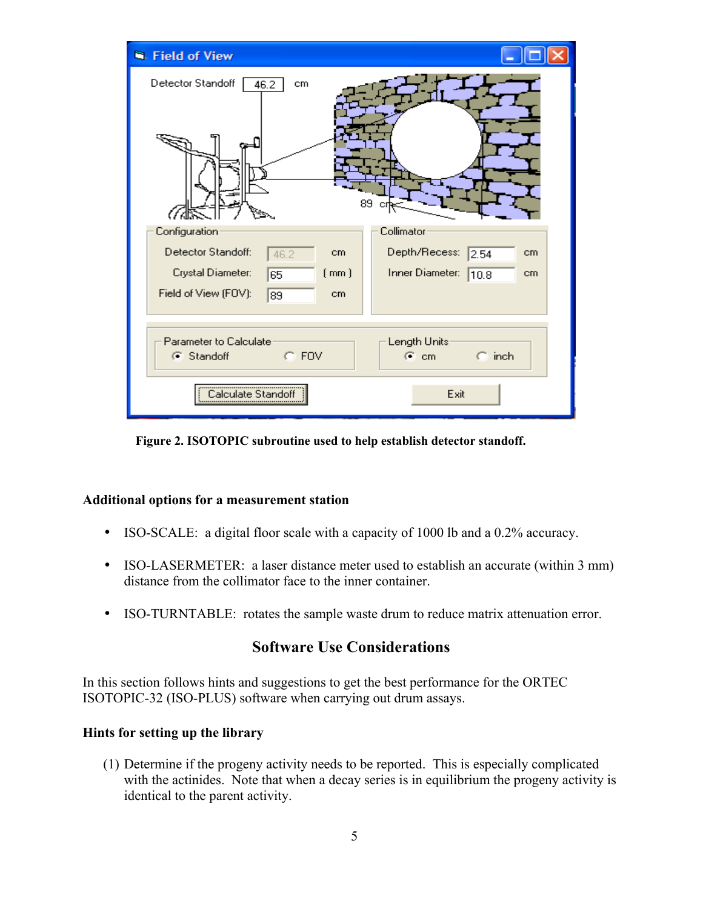Figure 2. ISOTOPIC subroutine used to help establish detector standoff.

### Additional options for a measurement station

- ISO-SCALE: a digital floor scale with a capacity of 1000 lb and a 0.2% accuracy.
- ISO-LASERMETER: a laser distance meter used to establish an accurate (within 3 mm) distance from the collimator face to the inner container.
- ISO-TURNTABLE: rotates the sample waste drum to reduce matrix attenuation error.

## Software Use Considerations

In this section follows hints and suggestions to get the best performance for the ORTEC ISOTOPIC-32 (ISO-PLUS) software when carrying out drum assays.

### Hints for setting up the library

(1) Determine if the progeny activity needs to be reported. This is especially complicated with the actinides. Note that when a decay series is in equilibrium the progeny activity is identical to the parent activity.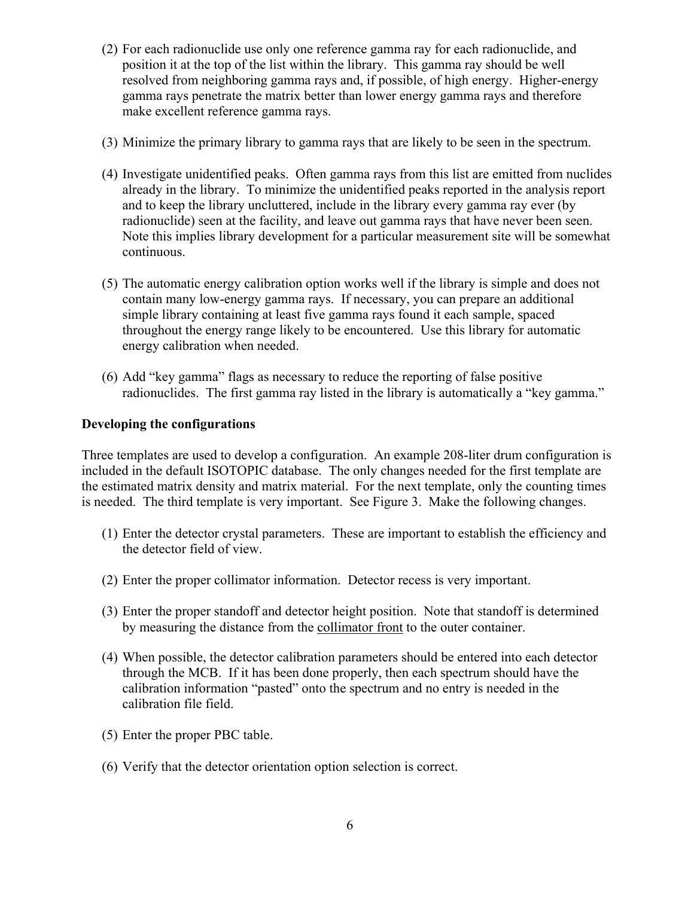(2) For each radionuclide use only one reference gamma ray for each radionuclide, and position it at the top of the list within the library. This gamma ray should be well resolved from neighboring gamma rays and, if possible, of high energy. Higher-energy gamma rays penetrate the matrix better than lower energy gamma rays and therefore make excellent reference gamma rays.

(3) Minimize the primary library to gamma rays that are likely to be seen in the spectrum.

(4) Investigate unidentified peaks. Often gamma rays from this list are emitted from nuclides already in the library. To minimize the unidentified peaks reported in the analysis report and to keep the library uncluttered, include in the library every gamma ray ever (by radionuclide) seen at the facility, and leave out gamma rays that have never been seen. Note this implies library development for a particular measurement site will be somewhat continuous.

(5) The automatic energy calibration option works well if the library is simple and does not contain many low-energy gamma rays. If necessary, you can prepare an additional simple library containing at least five gamma rays found it each sample, spaced throughout the energy range likely to be encountered. Use this library for automatic energy calibration when needed.

(6) Add "key gamma" flags as necessary to reduce the reporting of false positive radionuclides. The first gamma ray listed in the library is automatically a "key gamma."

**Developing the configurations**

Three templates are used to develop a configuration. An example 208-liter drum configuration is included in the default ISOTOPIC database. The only changes needed for the first template are the estimated matrix density and matrix material. For the next template, only the counting times is needed. The third template is very important. See Figure 3. Make the following changes.

(1) Enter the detector crystal parameters. These are important to establish the efficiency and the detector field of view.

(2) Enter the proper collimator information. Detector recess is very important.

(3) Enter the proper standoff and detector height position. Note that standoff is determined by measuring the distance from the <u>collimator front</u> to the outer container.

(4) When possible, the detector calibration parameters should be entered into each detector through the MCB. If it has been done properly, then each spectrum should have the calibration information "pasted" onto the spectrum and no entry is needed in the calibration file field.

(5) Enter the proper PBC table.

(6) Verify that the detector orientation option selection is correct.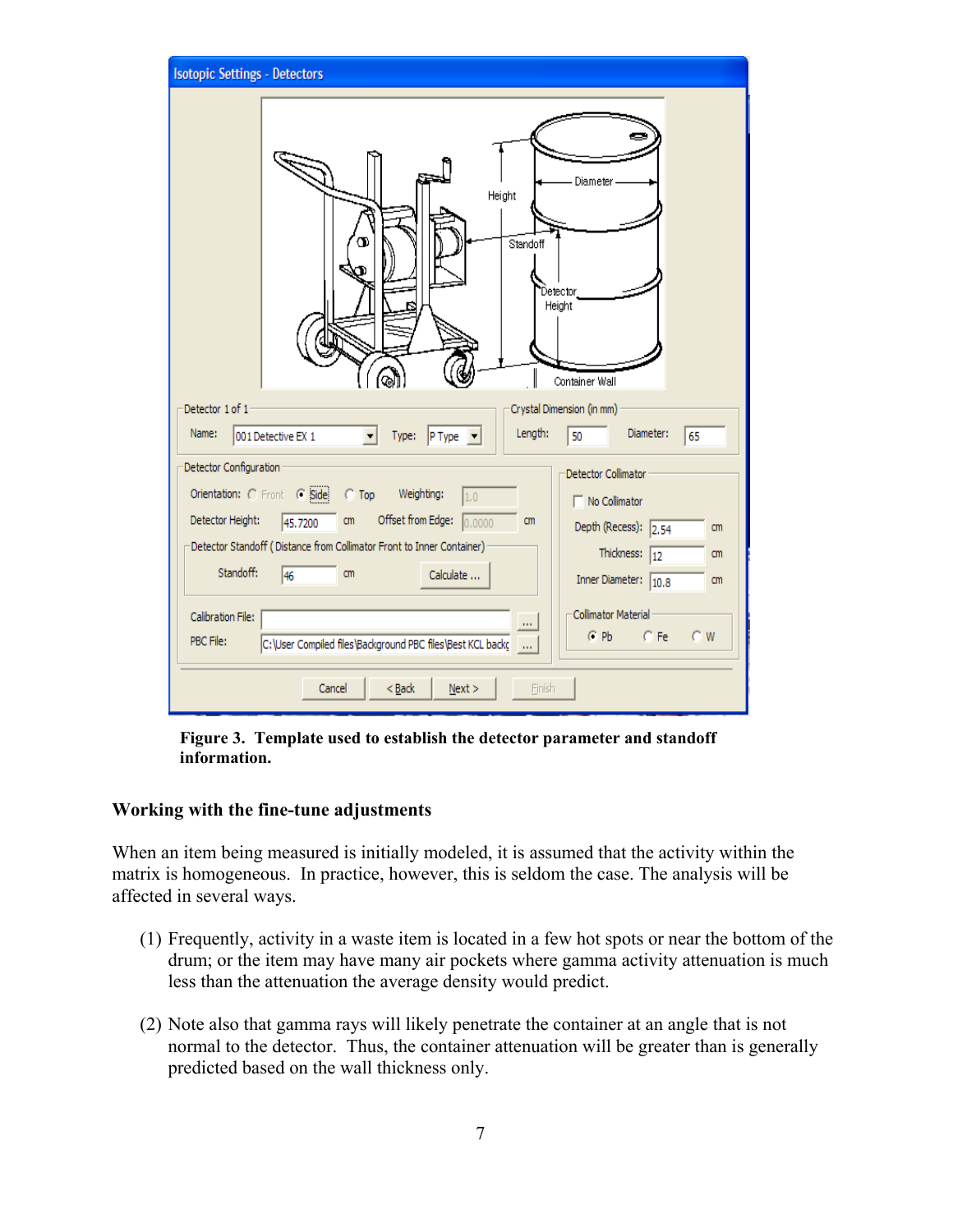**Figure 3. Template used to establish the detector parameter and standoff information.**

### Working with the fine-tune adjustments

When an item being measured is initially modeled, it is assumed that the activity within the matrix is homogeneous. In practice, however, this is seldom the case. The analysis will be affected in several ways.

(1) Frequently, activity in a waste item is located in a few hot spots or near the bottom of the drum; or the item may have many air pockets where gamma activity attenuation is much less than the attenuation the average density would predict.

(2) Note also that gamma rays will likely penetrate the container at an angle that is not normal to the detector. Thus, the container attenuation will be greater than is generally predicted based on the wall thickness only.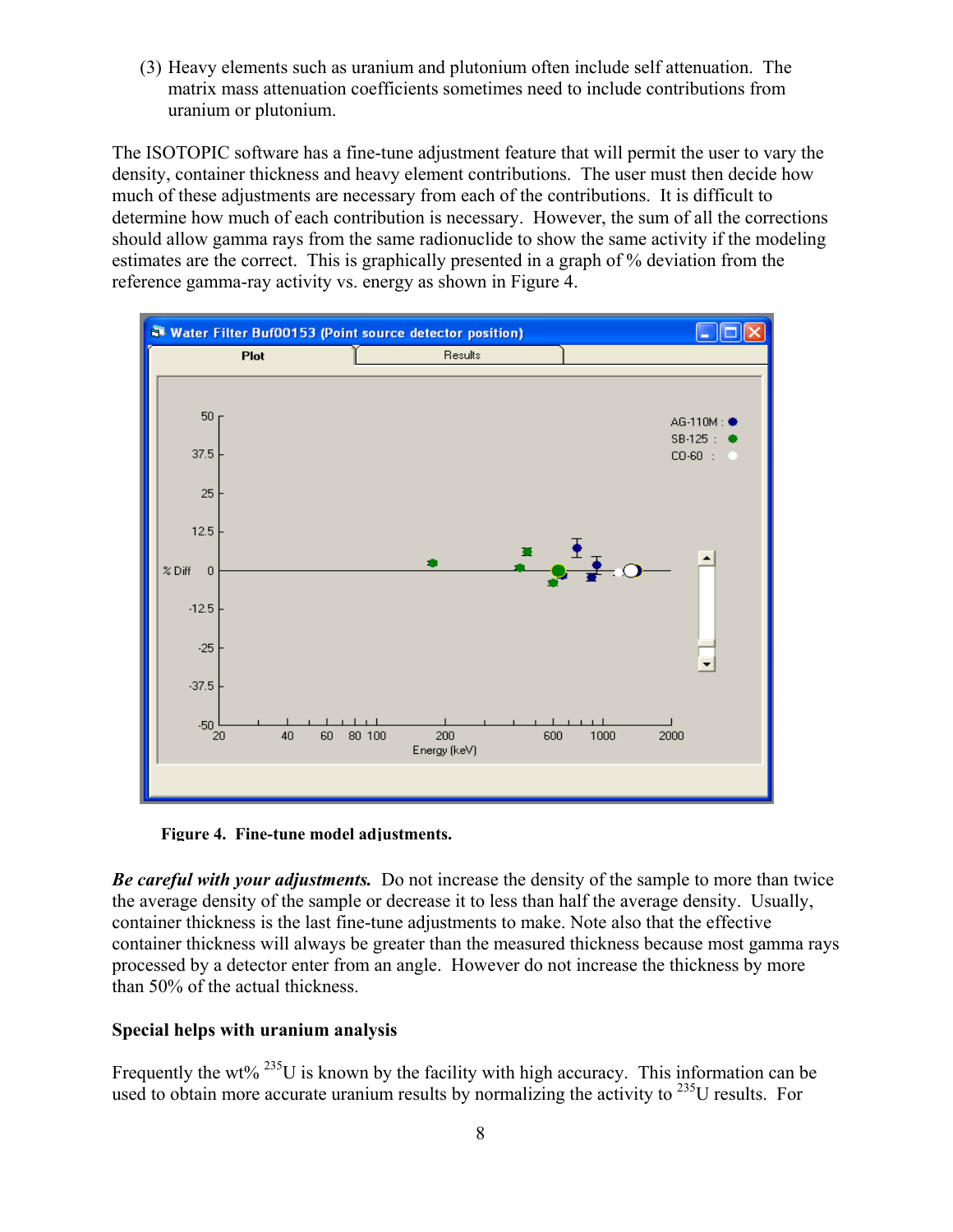(3) Heavy elements such as uranium and plutonium often include self attenuation. The matrix mass attenuation coefficients sometimes need to include contributions from uranium or plutonium.

The ISOTOPIC software has a fine-tune adjustment feature that will permit the user to vary the density, container thickness and heavy element contributions. The user must then decide how much of these adjustments are necessary from each of the contributions. It is difficult to determine how much of each contribution is necessary. However, the sum of all the corrections should allow gamma rays from the same radionuclide to show the same activity if the modeling estimates are the correct. This is graphically presented in a graph of % deviation from the reference gamma-ray activity vs. energy as shown in Figure 4.

**Figure 4. Fine-tune model adjustments.**

***Be careful with your adjustments.*** Do not increase the density of the sample to more than twice the average density of the sample or decrease it to less than half the average density. Usually, container thickness is the last fine-tune adjustments to make. Note also that the effective container thickness will always be greater than the measured thickness because most gamma rays processed by a detector enter from an angle. However do not increase the thickness by more than 50% of the actual thickness.

**Special helps with uranium analysis**

Frequently the wt% $^{235}$U is known by the facility with high accuracy. This information can be used to obtain more accurate uranium results by normalizing the activity to $^{235}$U results. For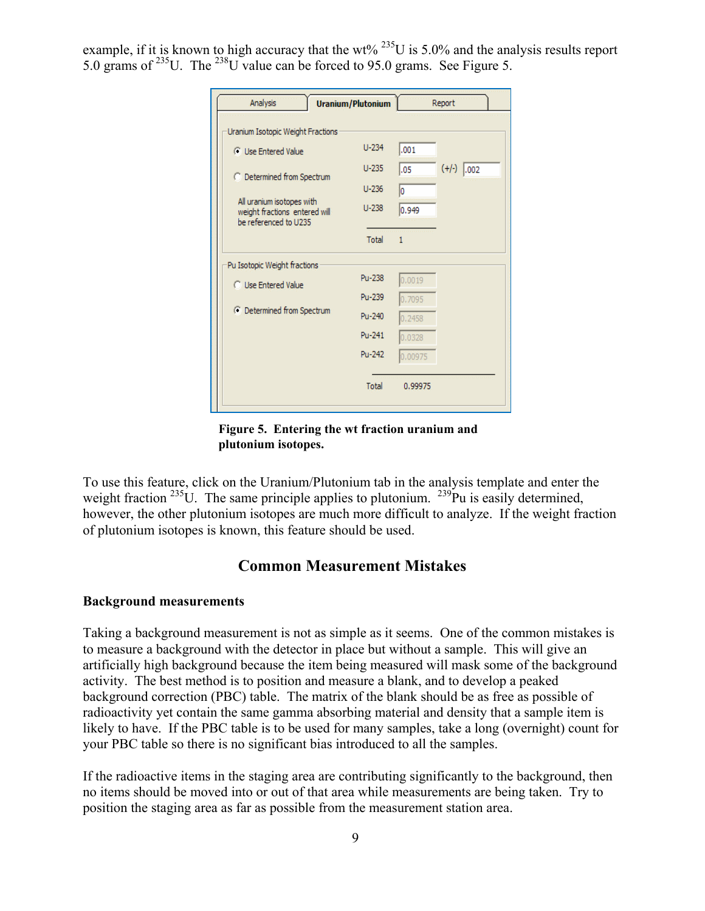example, if it is known to high accuracy that the wt% $^{235}$U is 5.0% and the analysis results report 5.0 grams of $^{235}$U. The $^{238}$U value can be forced to 95.0 grams. See Figure 5.

**Figure 5. Entering the wt fraction uranium and plutonium isotopes.**

To use this feature, click on the Uranium/Plutonium tab in the analysis template and enter the weight fraction $^{235}$U. The same principle applies to plutonium. $^{239}$Pu is easily determined, however, the other plutonium isotopes are much more difficult to analyze. If the weight fraction of plutonium isotopes is known, this feature should be used.

## Common Measurement Mistakes

**Background measurements**

Taking a background measurement is not as simple as it seems. One of the common mistakes is to measure a background with the detector in place but without a sample. This will give an artificially high background because the item being measured will mask some of the background activity. The best method is to position and measure a blank, and to develop a peaked background correction (PBC) table. The matrix of the blank should be as free as possible of radioactivity yet contain the same gamma absorbing material and density that a sample item is likely to have. If the PBC table is to be used for many samples, take a long (overnight) count for your PBC table so there is no significant bias introduced to all the samples.

If the radioactive items in the staging area are contributing significantly to the background, then no items should be moved into or out of that area while measurements are being taken. Try to position the staging area as far as possible from the measurement station area.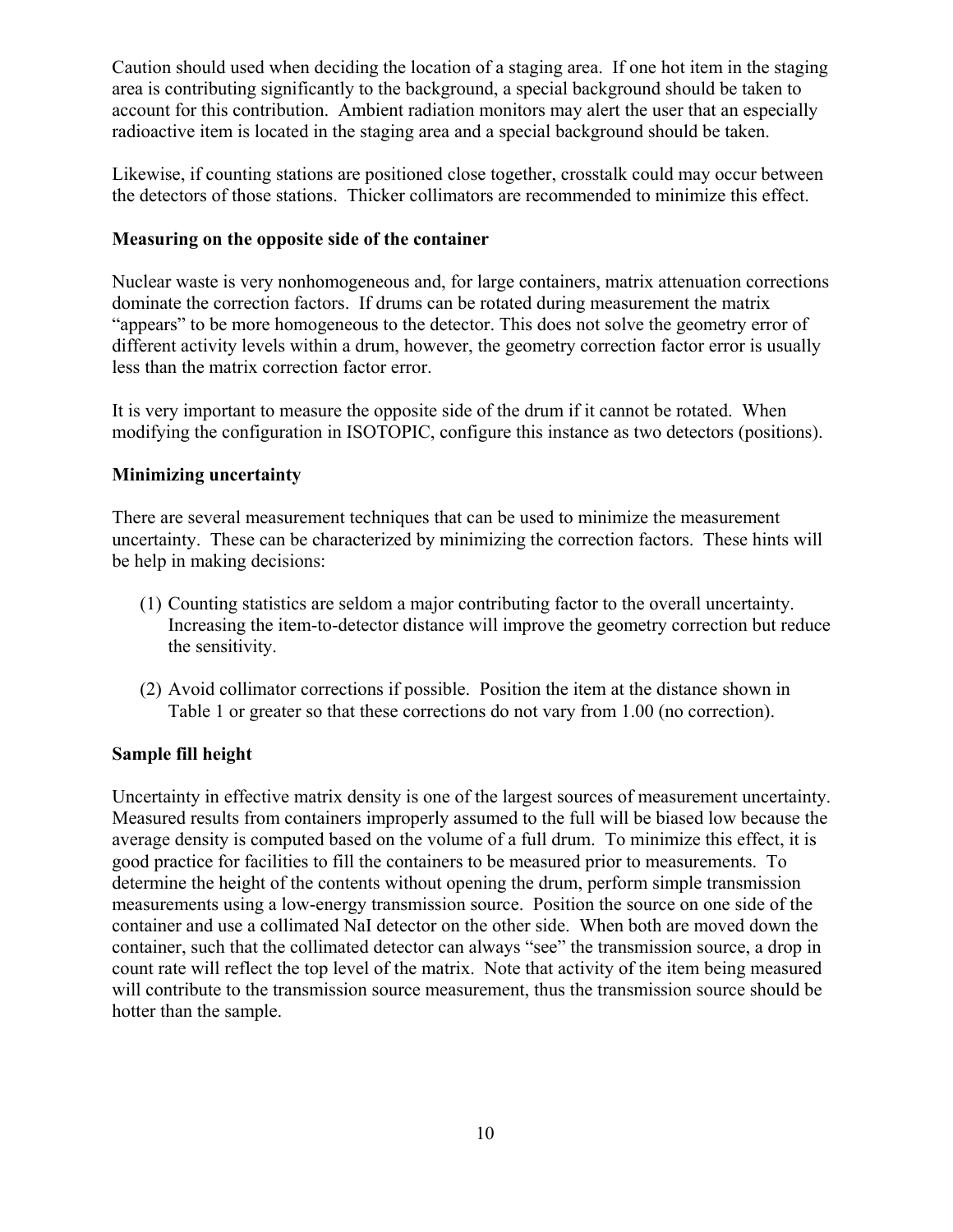Caution should used when deciding the location of a staging area. If one hot item in the staging area is contributing significantly to the background, a special background should be taken to account for this contribution. Ambient radiation monitors may alert the user that an especially radioactive item is located in the staging area and a special background should be taken.

Likewise, if counting stations are positioned close together, crosstalk could may occur between the detectors of those stations. Thicker collimators are recommended to minimize this effect.

**Measuring on the opposite side of the container**

Nuclear waste is very nonhomogeneous and, for large containers, matrix attenuation corrections dominate the correction factors. If drums can be rotated during measurement the matrix "appears" to be more homogeneous to the detector. This does not solve the geometry error of different activity levels within a drum, however, the geometry correction factor error is usually less than the matrix correction factor error.

It is very important to measure the opposite side of the drum if it cannot be rotated. When modifying the configuration in ISOTOPIC, configure this instance as two detectors (positions).

**Minimizing uncertainty**

There are several measurement techniques that can be used to minimize the measurement uncertainty. These can be characterized by minimizing the correction factors. These hints will be help in making decisions:

(1) Counting statistics are seldom a major contributing factor to the overall uncertainty. Increasing the item-to-detector distance will improve the geometry correction but reduce the sensitivity.

(2) Avoid collimator corrections if possible. Position the item at the distance shown in Table 1 or greater so that these corrections do not vary from 1.00 (no correction).

**Sample fill height**

Uncertainty in effective matrix density is one of the largest sources of measurement uncertainty. Measured results from containers improperly assumed to the full will be biased low because the average density is computed based on the volume of a full drum. To minimize this effect, it is good practice for facilities to fill the containers to be measured prior to measurements. To determine the height of the contents without opening the drum, perform simple transmission measurements using a low-energy transmission source. Position the source on one side of the container and use a collimated NaI detector on the other side. When both are moved down the container, such that the collimated detector can always "see" the transmission source, a drop in count rate will reflect the top level of the matrix. Note that activity of the item being measured will contribute to the transmission source measurement, thus the transmission source should be hotter than the sample.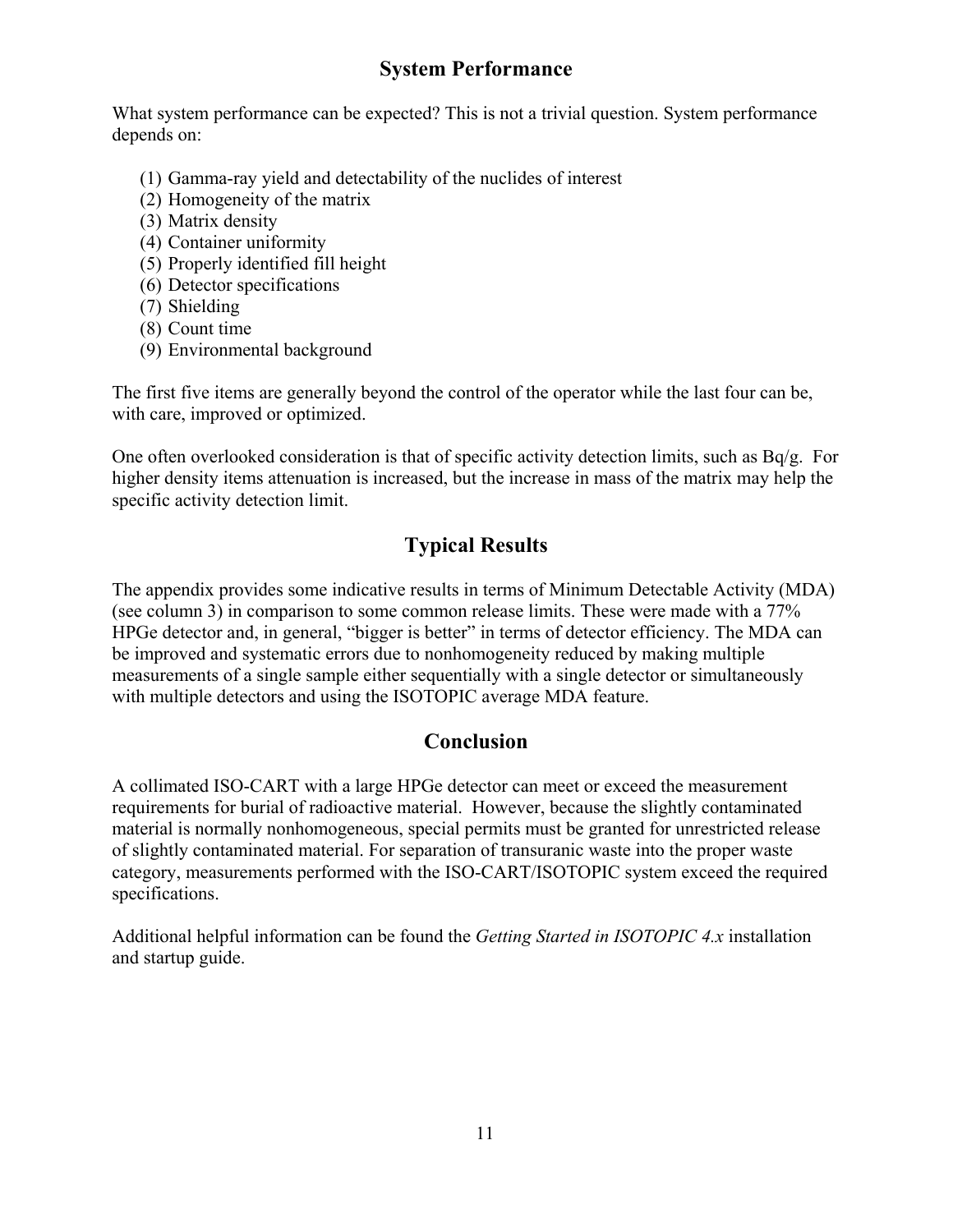## System Performance

What system performance can be expected? This is not a trivial question. System performance depends on:

(1) Gamma-ray yield and detectability of the nuclides of interest
(2) Homogeneity of the matrix
(3) Matrix density
(4) Container uniformity
(5) Properly identified fill height
(6) Detector specifications
(7) Shielding
(8) Count time
(9) Environmental background

The first five items are generally beyond the control of the operator while the last four can be, with care, improved or optimized.

One often overlooked consideration is that of specific activity detection limits, such as Bq/g. For higher density items attenuation is increased, but the increase in mass of the matrix may help the specific activity detection limit.

## Typical Results

The appendix provides some indicative results in terms of Minimum Detectable Activity (MDA) (see column 3) in comparison to some common release limits. These were made with a 77% HPGe detector and, in general, "bigger is better" in terms of detector efficiency. The MDA can be improved and systematic errors due to nonhomogeneity reduced by making multiple measurements of a single sample either sequentially with a single detector or simultaneously with multiple detectors and using the ISOTOPIC average MDA feature.

## Conclusion

A collimated ISO-CART with a large HPGe detector can meet or exceed the measurement requirements for burial of radioactive material. However, because the slightly contaminated material is normally nonhomogeneous, special permits must be granted for unrestricted release of slightly contaminated material. For separation of transuranic waste into the proper waste category, measurements performed with the ISO-CART/ISOTOPIC system exceed the required specifications.

Additional helpful information can be found the *Getting Started in ISOTOPIC 4.x* installation and startup guide.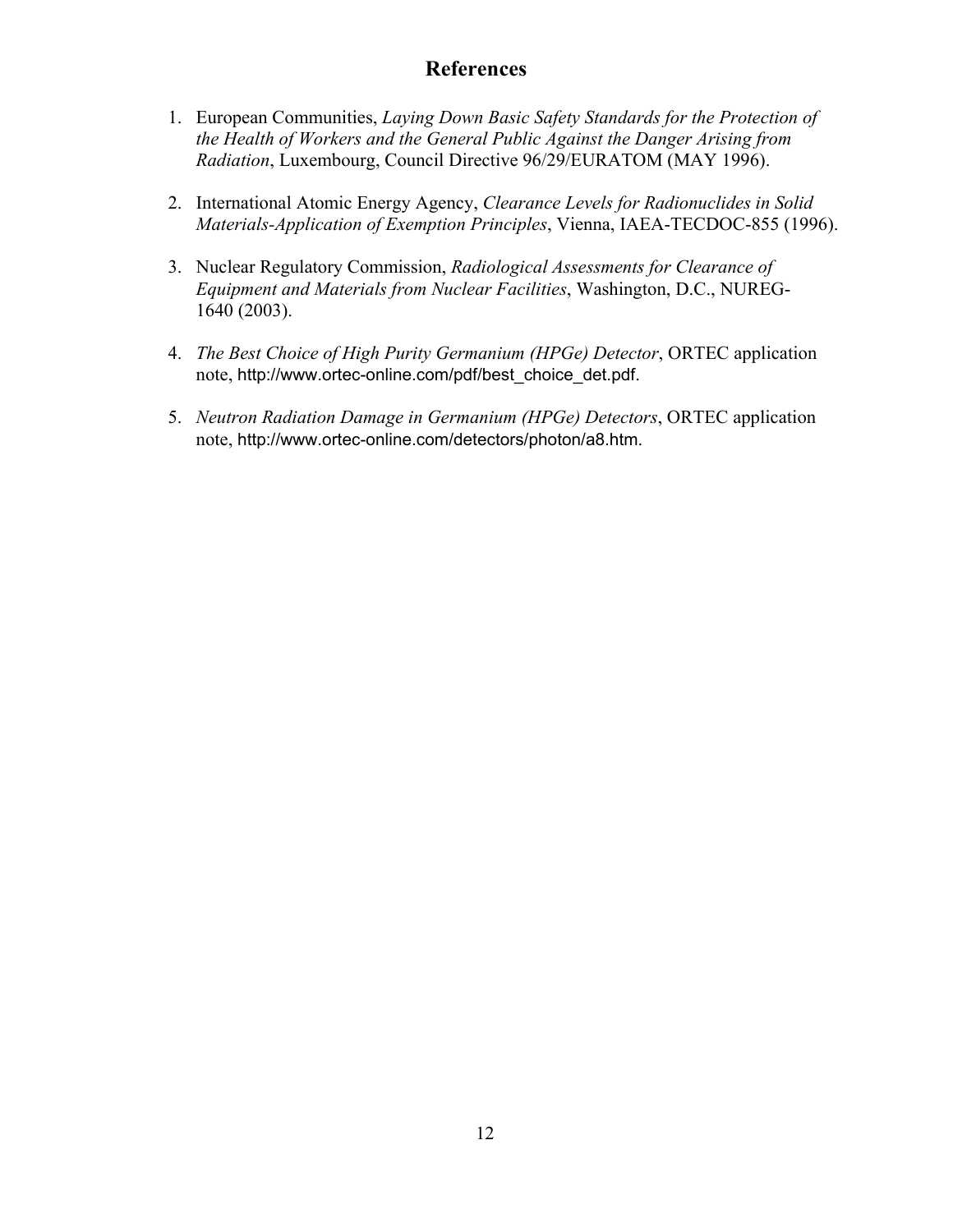# References

1. European Communities, *Laying Down Basic Safety Standards for the Protection of the Health of Workers and the General Public Against the Danger Arising from Radiation*, Luxembourg, Council Directive 96/29/EURATOM (MAY 1996).

2. International Atomic Energy Agency, *Clearance Levels for Radionuclides in Solid Materials-Application of Exemption Principles*, Vienna, IAEA-TECDOC-855 (1996).

3. Nuclear Regulatory Commission, *Radiological Assessments for Clearance of Equipment and Materials from Nuclear Facilities*, Washington, D.C., NUREG-1640 (2003).

4. *The Best Choice of High Purity Germanium (HPGe) Detector*, ORTEC application note, http://www.ortec-online.com/pdf/best_choice_det.pdf.

5. *Neutron Radiation Damage in Germanium (HPGe) Detectors*, ORTEC application note, http://www.ortec-online.com/detectors/photon/a8.htm.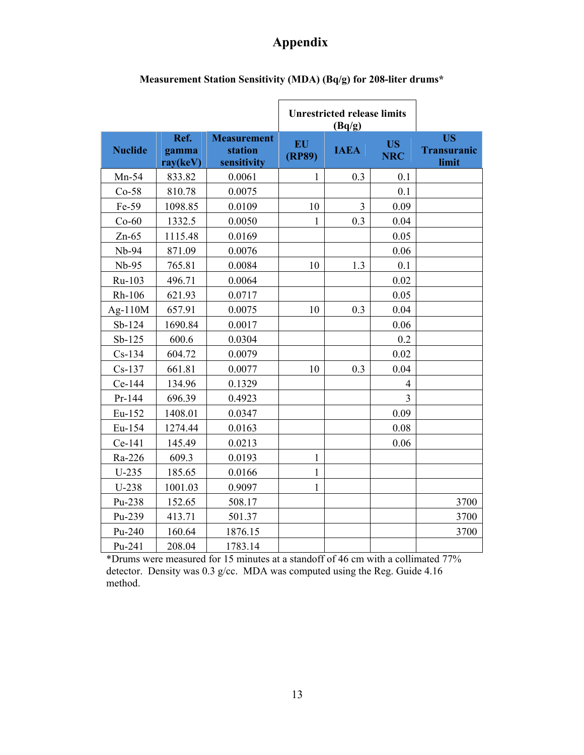# Appendix

**Measurement Station Sensitivity (MDA) (Bq/g) for 208-liter drums***

| | | | Unrestricted release limits (Bq/g) | | | |
|---|---|---|---|---|---|---|
| **Nuclide** | **Ref. gamma ray(keV)** | **Measurement station sensitivity** | **EU (RP89)** | **IAEA** | **US NRC** | **US Transuranic limit** |
| Mn-54 | 833.82 | 0.0061 | 1 | 0.3 | 0.1 | |
| Co-58 | 810.78 | 0.0075 | | | 0.1 | |
| Fe-59 | 1098.85 | 0.0109 | 10 | 3 | 0.09 | |
| Co-60 | 1332.5 | 0.0050 | 1 | 0.3 | 0.04 | |
| Zn-65 | 1115.48 | 0.0169 | | | 0.05 | |
| Nb-94 | 871.09 | 0.0076 | | | 0.06 | |
| Nb-95 | 765.81 | 0.0084 | 10 | 1.3 | 0.1 | |
| Ru-103 | 496.71 | 0.0064 | | | 0.02 | |
| Rh-106 | 621.93 | 0.0717 | | | 0.05 | |
| Ag-110M | 657.91 | 0.0075 | 10 | 0.3 | 0.04 | |
| Sb-124 | 1690.84 | 0.0017 | | | 0.06 | |
| Sb-125 | 600.6 | 0.0304 | | | 0.2 | |
| Cs-134 | 604.72 | 0.0079 | | | 0.02 | |
| Cs-137 | 661.81 | 0.0077 | 10 | 0.3 | 0.04 | |
| Ce-144 | 134.96 | 0.1329 | | | 4 | |
| Pr-144 | 696.39 | 0.4923 | | | 3 | |
| Eu-152 | 1408.01 | 0.0347 | | | 0.09 | |
| Eu-154 | 1274.44 | 0.0163 | | | 0.08 | |
| Ce-141 | 145.49 | 0.0213 | | | 0.06 | |
| Ra-226 | 609.3 | 0.0193 | 1 | | | |
| U-235 | 185.65 | 0.0166 | 1 | | | |
| U-238 | 1001.03 | 0.9097 | 1 | | | |
| Pu-238 | 152.65 | 508.17 | | | | 3700 |
| Pu-239 | 413.71 | 501.37 | | | | 3700 |
| Pu-240 | 160.64 | 1876.15 | | | | 3700 |
| Pu-241 | 208.04 | 1783.14 | | | | |

*Drums were measured for 15 minutes at a standoff of 46 cm with a collimated 77% detector. Density was 0.3 g/cc. MDA was computed using the Reg. Guide 4.16 method.